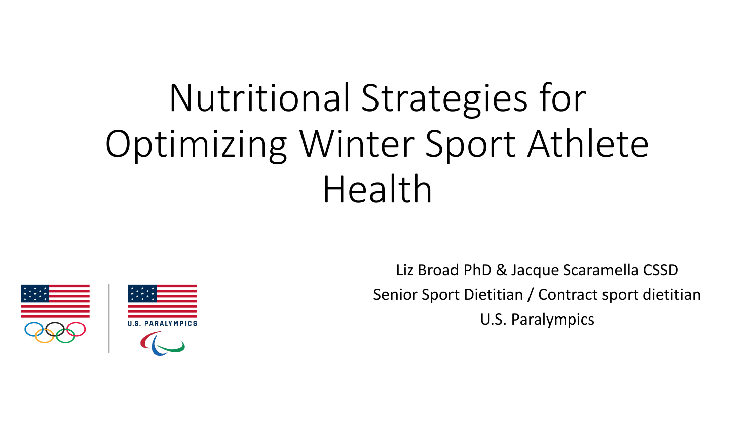# Nutritional Strategies for Optimizing Winter Sport Athlete Health

Liz Broad PhD & Jacque Scaramella CSSD

Senior Sport Dietitian / Contract sport dietitian

U.S. Paralympics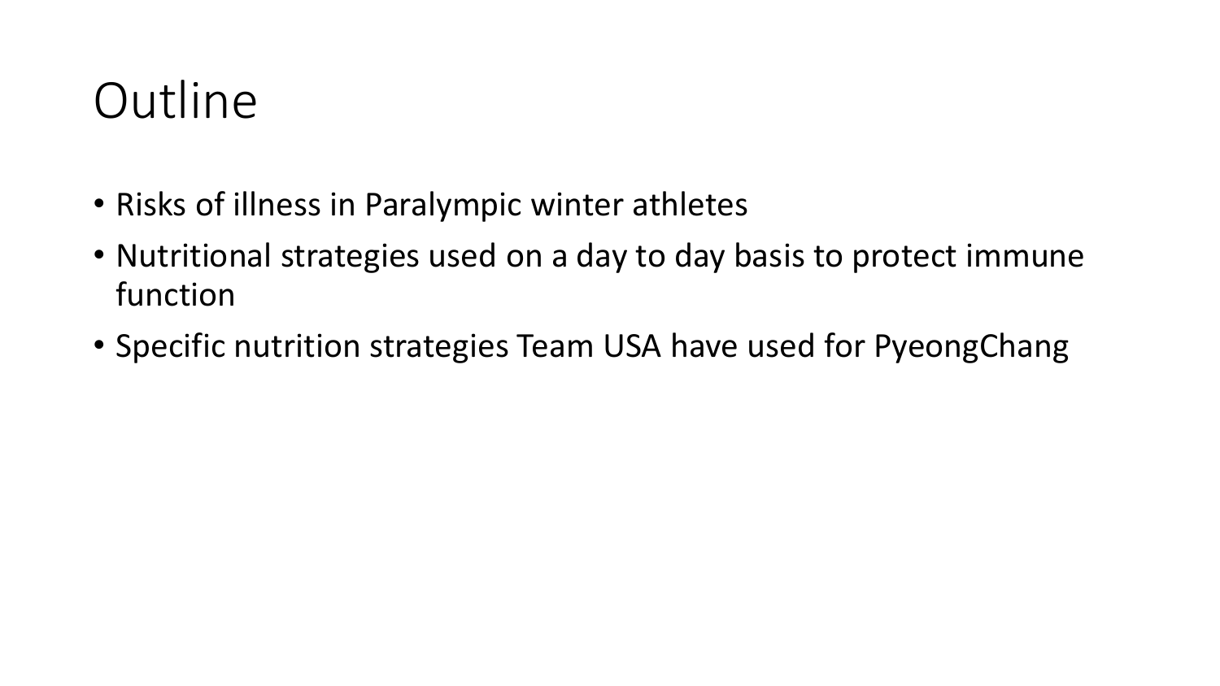# Outline

- Risks of illness in Paralympic winter athletes
- Nutritional strategies used on a day to day basis to protect immune function
- Specific nutrition strategies Team USA have used for PyeongChang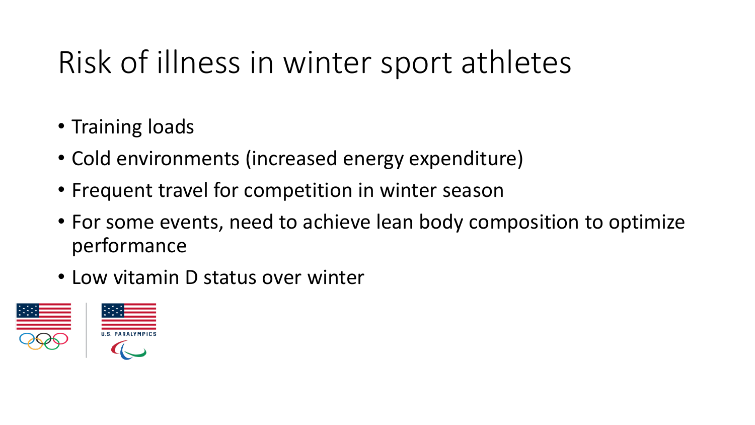# Risk of illness in winter sport athletes

- Training loads
- Cold environments (increased energy expenditure)
- Frequent travel for competition in winter season
- For some events, need to achieve lean body composition to optimize performance
- Low vitamin D status over winter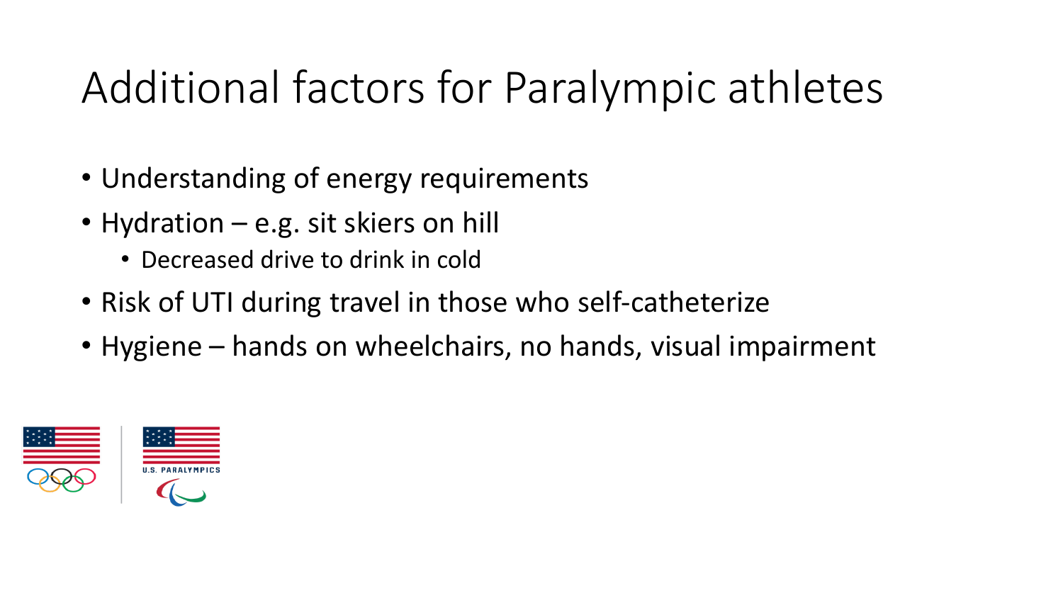# Additional factors for Paralympic athletes

- Understanding of energy requirements
- Hydration – e.g. sit skiers on hill
  - Decreased drive to drink in cold
- Risk of UTI during travel in those who self-catheterize
- Hygiene – hands on wheelchairs, no hands, visual impairment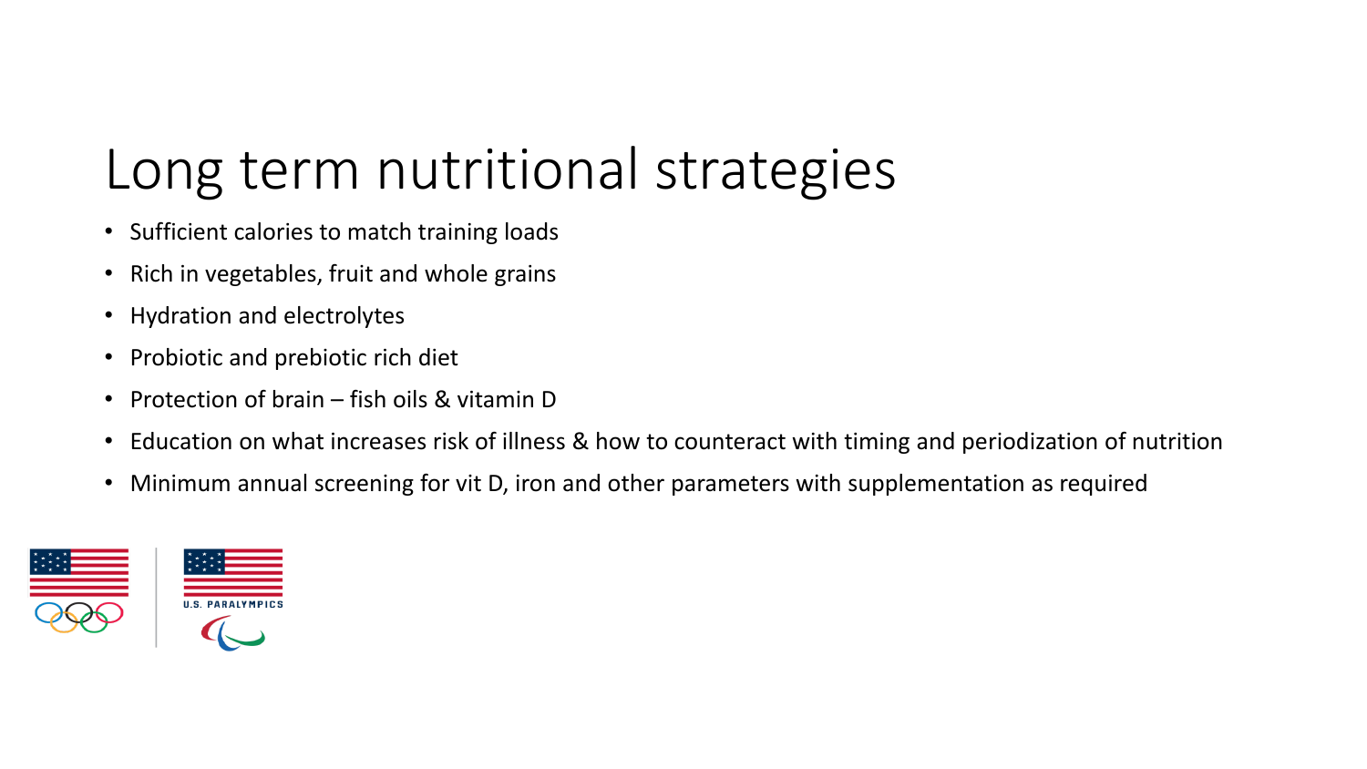# Long term nutritional strategies

- Sufficient calories to match training loads
- Rich in vegetables, fruit and whole grains
- Hydration and electrolytes
- Probiotic and prebiotic rich diet
- Protection of brain – fish oils & vitamin D
- Education on what increases risk of illness & how to counteract with timing and periodization of nutrition
- Minimum annual screening for vit D, iron and other parameters with supplementation as required

U.S. PARALYMPICS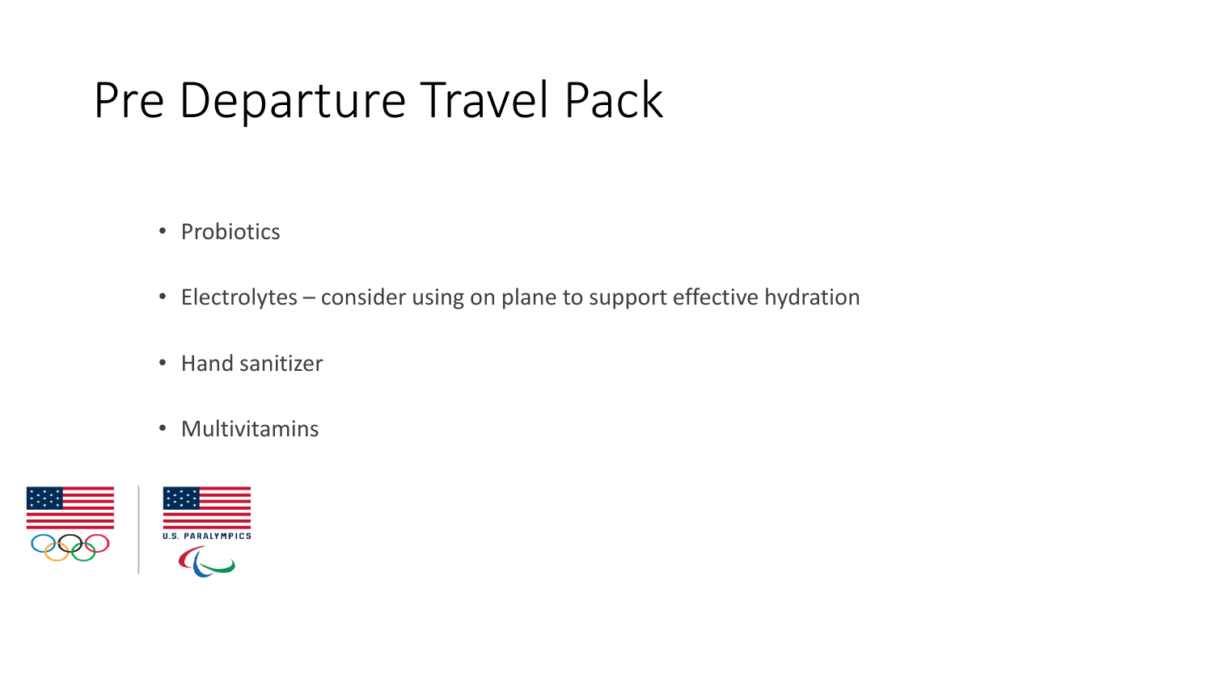# Pre Departure Travel Pack

- Probiotics
- Electrolytes – consider using on plane to support effective hydration
- Hand sanitizer
- Multivitamins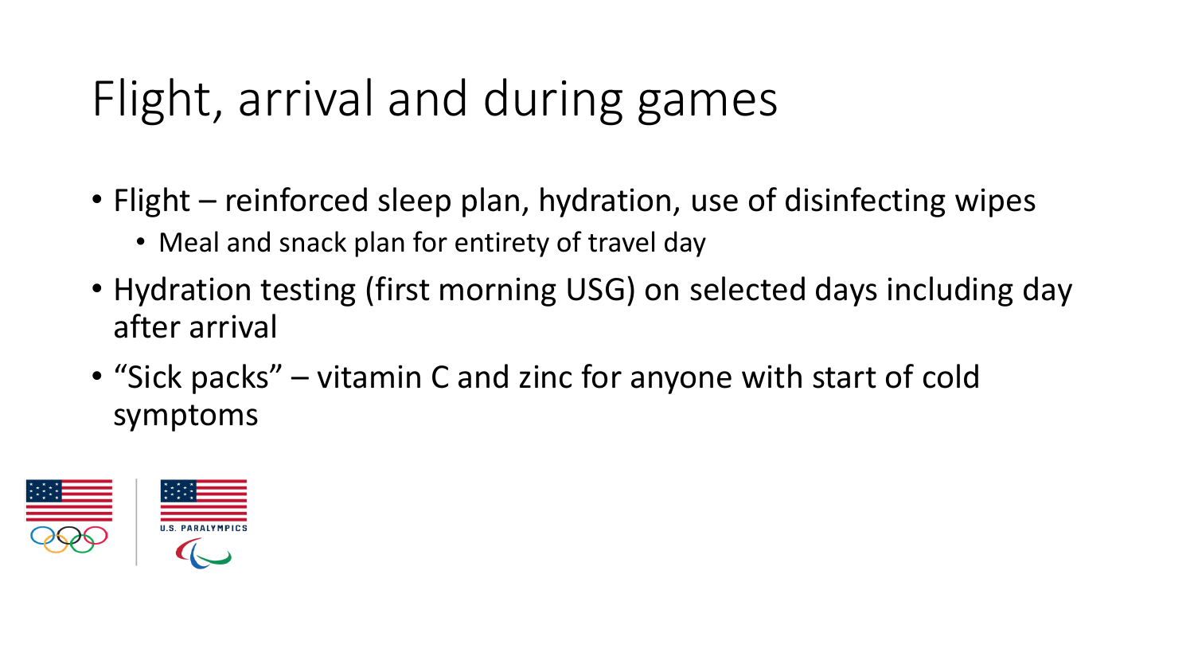# Flight, arrival and during games

- Flight – reinforced sleep plan, hydration, use of disinfecting wipes
  - Meal and snack plan for entirety of travel day
- Hydration testing (first morning USG) on selected days including day after arrival
- "Sick packs" – vitamin C and zinc for anyone with start of cold symptoms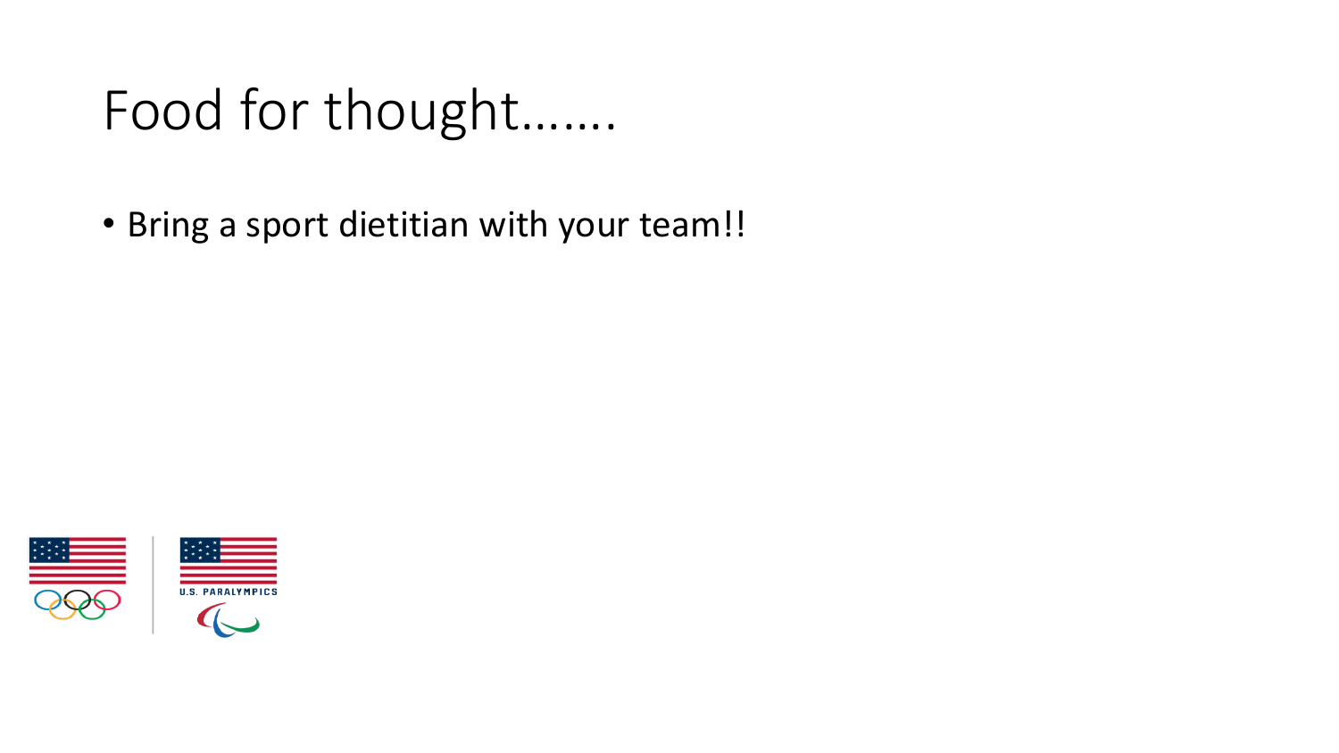# Food for thought…….

- Bring a sport dietitian with your team!!